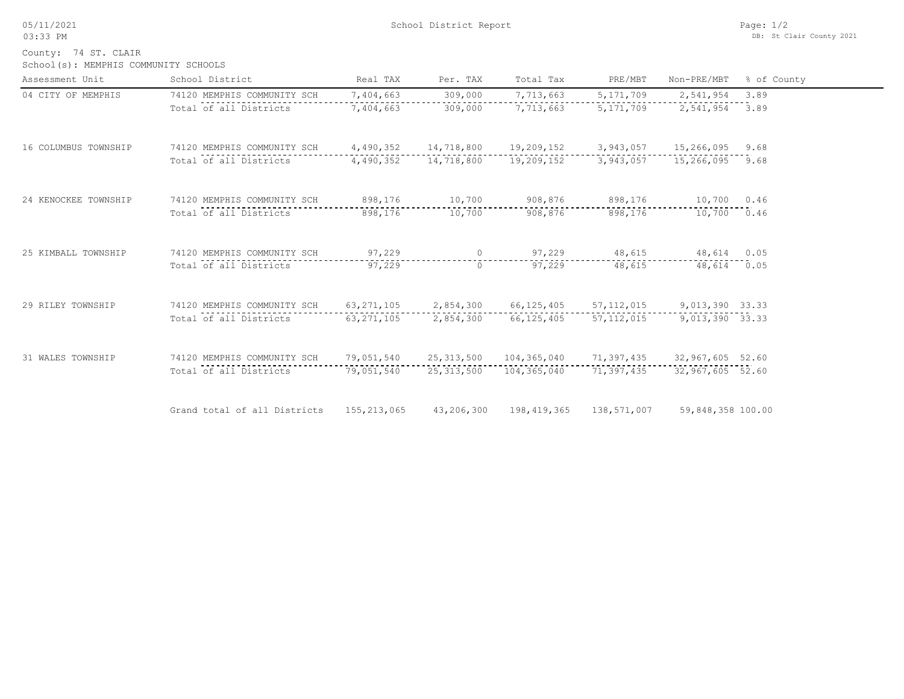School District Report

County: 74 ST. CLAIR

School(s): MEMPHIS COMMUNITY SCHOOLS

| Assessment Unit | School District | Real TAX | Per. TAX | Total Tax | PRE/MBT | Non-PRE/MBT | % of County |
|---|---|---|---|---|---|---|---|
| 04 CITY OF MEMPHIS | 74120 MEMPHIS COMMUNITY SCH | 7,404,663 | 309,000 | 7,713,663 | 5,171,709 | 2,541,954 | 3.89 |
| | Total of all Districts | 7,404,663 | 309,000 | 7,713,663 | 5,171,709 | 2,541,954 | 3.89 |
| 16 COLUMBUS TOWNSHIP | 74120 MEMPHIS COMMUNITY SCH | 4,490,352 | 14,718,800 | 19,209,152 | 3,943,057 | 15,266,095 | 9.68 |
| | Total of all Districts | 4,490,352 | 14,718,800 | 19,209,152 | 3,943,057 | 15,266,095 | 9.68 |
| 24 KENOCKEE TOWNSHIP | 74120 MEMPHIS COMMUNITY SCH | 898,176 | 10,700 | 908,876 | 898,176 | 10,700 | 0.46 |
| | Total of all Districts | 898,176 | 10,700 | 908,876 | 898,176 | 10,700 | 0.46 |
| 25 KIMBALL TOWNSHIP | 74120 MEMPHIS COMMUNITY SCH | 97,229 | 0 | 97,229 | 48,615 | 48,614 | 0.05 |
| | Total of all Districts | 97,229 | 0 | 97,229 | 48,615 | 48,614 | 0.05 |
| 29 RILEY TOWNSHIP | 74120 MEMPHIS COMMUNITY SCH | 63,271,105 | 2,854,300 | 66,125,405 | 57,112,015 | 9,013,390 | 33.33 |
| | Total of all Districts | 63,271,105 | 2,854,300 | 66,125,405 | 57,112,015 | 9,013,390 | 33.33 |
| 31 WALES TOWNSHIP | 74120 MEMPHIS COMMUNITY SCH | 79,051,540 | 25,313,500 | 104,365,040 | 71,397,435 | 32,967,605 | 52.60 |
| | Total of all Districts | 79,051,540 | 25,313,500 | 104,365,040 | 71,397,435 | 32,967,605 | 52.60 |
| | Grand total of all Districts | 155,213,065 | 43,206,300 | 198,419,365 | 138,571,007 | 59,848,358 | 100.00 |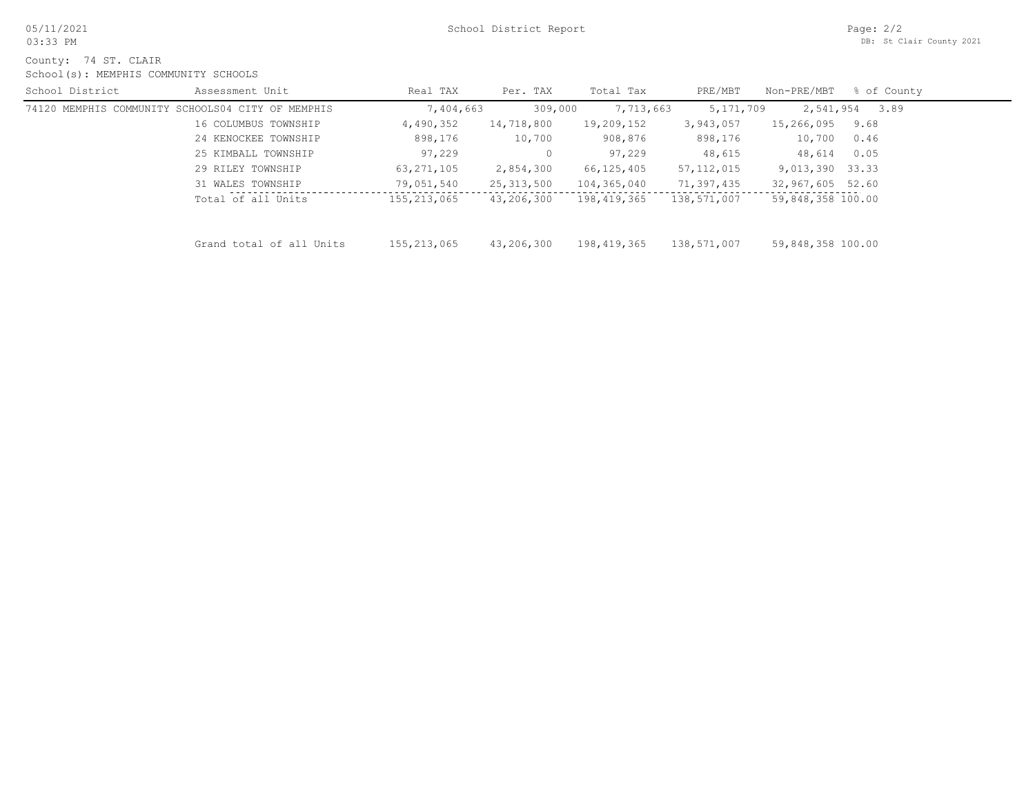School District Report

County: 74 ST. CLAIR

School(s): MEMPHIS COMMUNITY SCHOOLS

| School District | Assessment Unit | Real TAX | Per. TAX | Total Tax | PRE/MBT | Non-PRE/MBT | % of County |
|---|---|---|---|---|---|---|---|
| 74120 MEMPHIS COMMUNITY SCHOOLS | 04 CITY OF MEMPHIS | 7,404,663 | 309,000 | 7,713,663 | 5,171,709 | 2,541,954 | 3.89 |
| | 16 COLUMBUS TOWNSHIP | 4,490,352 | 14,718,800 | 19,209,152 | 3,943,057 | 15,266,095 | 9.68 |
| | 24 KENOCKEE TOWNSHIP | 898,176 | 10,700 | 908,876 | 898,176 | 10,700 | 0.46 |
| | 25 KIMBALL TOWNSHIP | 97,229 | 0 | 97,229 | 48,615 | 48,614 | 0.05 |
| | 29 RILEY TOWNSHIP | 63,271,105 | 2,854,300 | 66,125,405 | 57,112,015 | 9,013,390 | 33.33 |
| | 31 WALES TOWNSHIP | 79,051,540 | 25,313,500 | 104,365,040 | 71,397,435 | 32,967,605 | 52.60 |
| | Total of all Units | 155,213,065 | 43,206,300 | 198,419,365 | 138,571,007 | 59,848,358 | 100.00 |
| | Grand total of all Units | 155,213,065 | 43,206,300 | 198,419,365 | 138,571,007 | 59,848,358 | 100.00 |